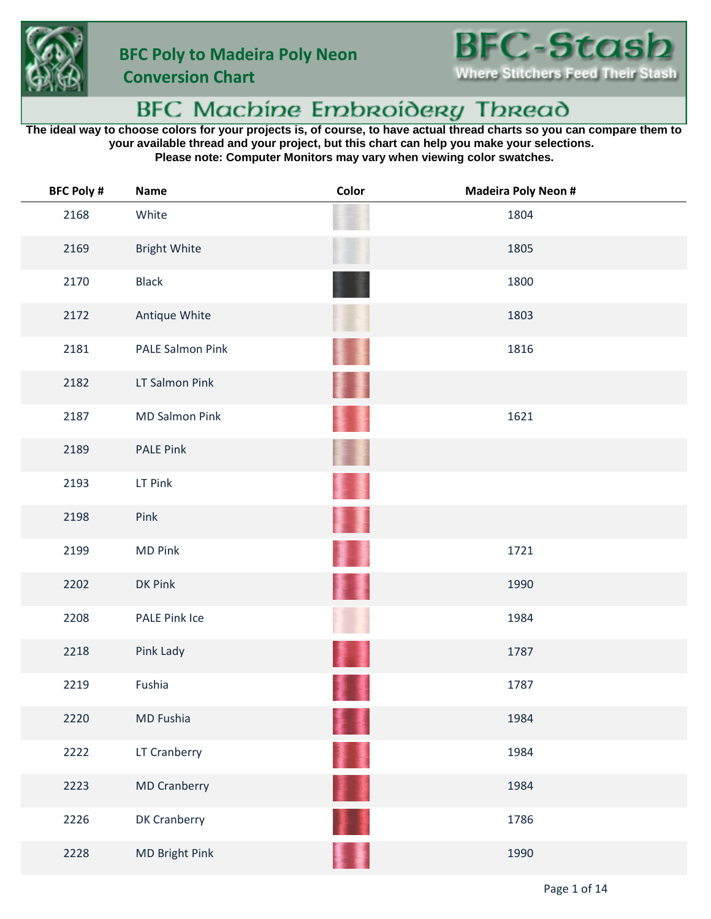# BFC Poly to Madeira Poly Neon Conversion Chart

BFC-Stash
Where Stitchers Feed Their Stash

## BFC Machine Embroidery Thread

**The ideal way to choose colors for your projects is, of course, to have actual thread charts so you can compare them to your available thread and your project, but this chart can help you make your selections.**
**Please note: Computer Monitors may vary when viewing color swatches.**

| BFC Poly # | Name | Color | Madeira Poly Neon # |
|---|---|---|---|
| 2168 | White | | 1804 |
| 2169 | Bright White | | 1805 |
| 2170 | Black | | 1800 |
| 2172 | Antique White | | 1803 |
| 2181 | PALE Salmon Pink | | 1816 |
| 2182 | LT Salmon Pink | | |
| 2187 | MD Salmon Pink | | 1621 |
| 2189 | PALE Pink | | |
| 2193 | LT Pink | | |
| 2198 | Pink | | |
| 2199 | MD Pink | | 1721 |
| 2202 | DK Pink | | 1990 |
| 2208 | PALE Pink Ice | | 1984 |
| 2218 | Pink Lady | | 1787 |
| 2219 | Fushia | | 1787 |
| 2220 | MD Fushia | | 1984 |
| 2222 | LT Cranberry | | 1984 |
| 2223 | MD Cranberry | | 1984 |
| 2226 | DK Cranberry | | 1786 |
| 2228 | MD Bright Pink | | 1990 |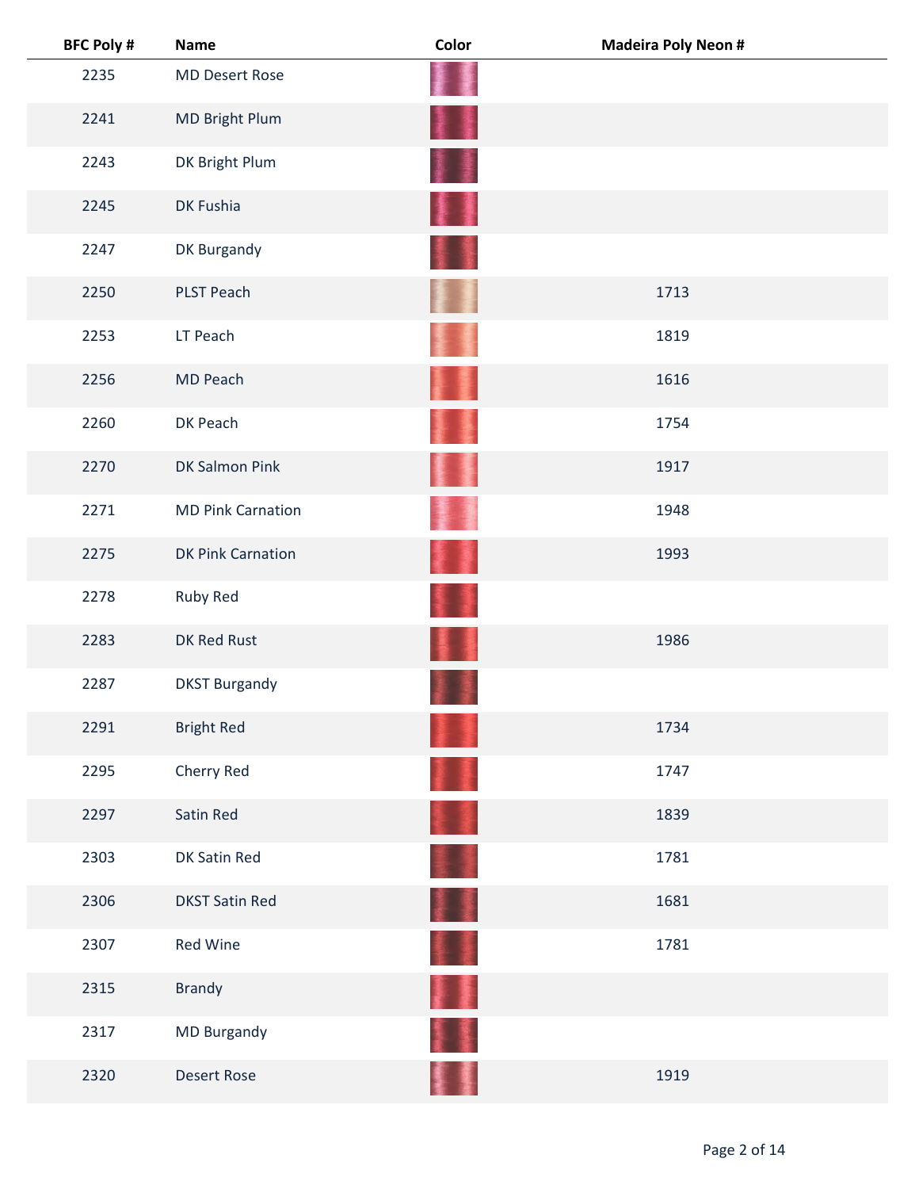| BFC Poly # | Name | Color | Madeira Poly Neon # |
|---|---|---|---|
| 2235 | MD Desert Rose | | |
| 2241 | MD Bright Plum | | |
| 2243 | DK Bright Plum | | |
| 2245 | DK Fushia | | |
| 2247 | DK Burgandy | | |
| 2250 | PLST Peach | | 1713 |
| 2253 | LT Peach | | 1819 |
| 2256 | MD Peach | | 1616 |
| 2260 | DK Peach | | 1754 |
| 2270 | DK Salmon Pink | | 1917 |
| 2271 | MD Pink Carnation | | 1948 |
| 2275 | DK Pink Carnation | | 1993 |
| 2278 | Ruby Red | | |
| 2283 | DK Red Rust | | 1986 |
| 2287 | DKST Burgandy | | |
| 2291 | Bright Red | | 1734 |
| 2295 | Cherry Red | | 1747 |
| 2297 | Satin Red | | 1839 |
| 2303 | DK Satin Red | | 1781 |
| 2306 | DKST Satin Red | | 1681 |
| 2307 | Red Wine | | 1781 |
| 2315 | Brandy | | |
| 2317 | MD Burgandy | | |
| 2320 | Desert Rose | | 1919 |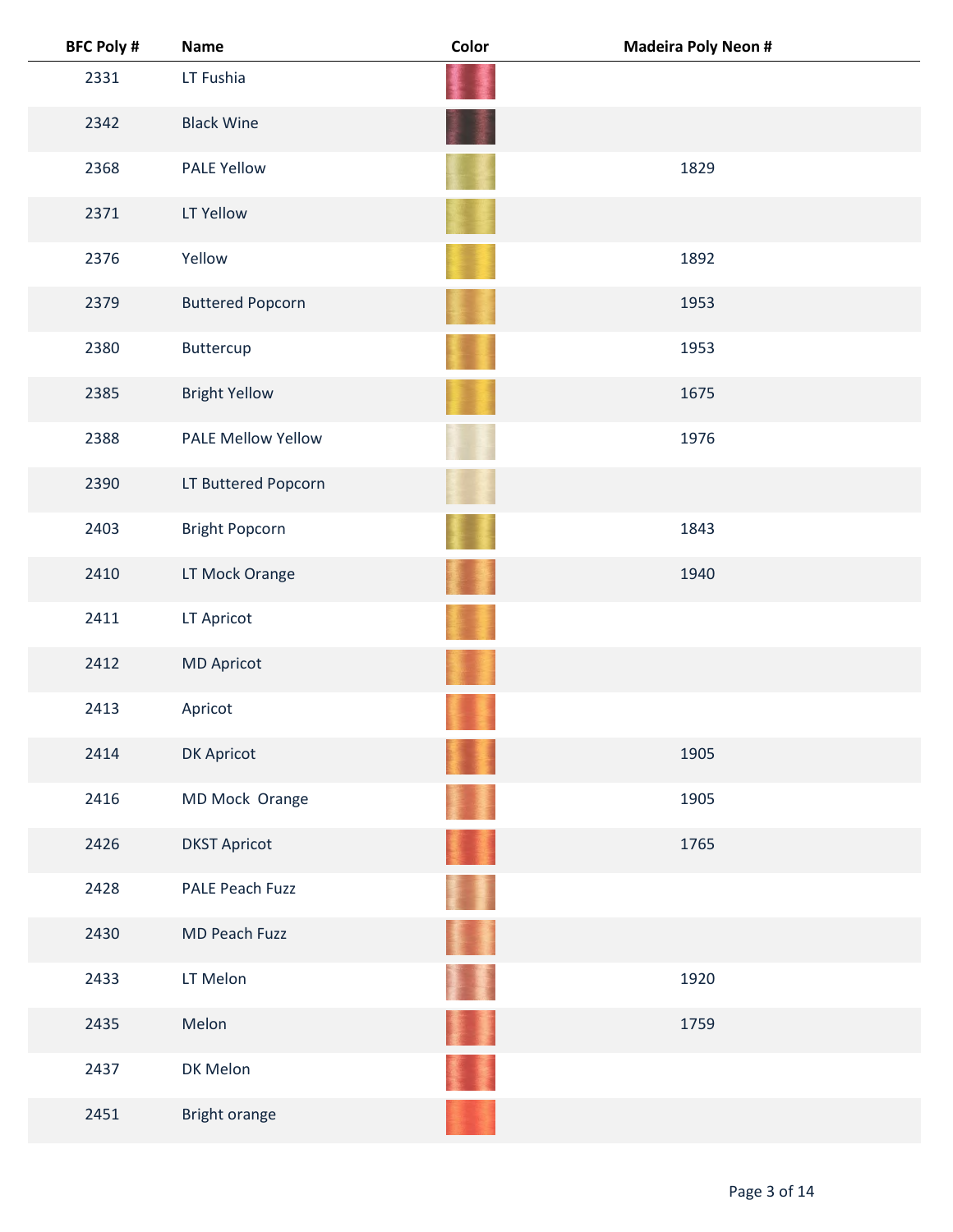| BFC Poly # | Name | Color | Madeira Poly Neon # |
|---|---|---|---|
| 2331 | LT Fushia | | |
| 2342 | Black Wine | | |
| 2368 | PALE Yellow | | 1829 |
| 2371 | LT Yellow | | |
| 2376 | Yellow | | 1892 |
| 2379 | Buttered Popcorn | | 1953 |
| 2380 | Buttercup | | 1953 |
| 2385 | Bright Yellow | | 1675 |
| 2388 | PALE Mellow Yellow | | 1976 |
| 2390 | LT Buttered Popcorn | | |
| 2403 | Bright Popcorn | | 1843 |
| 2410 | LT Mock Orange | | 1940 |
| 2411 | LT Apricot | | |
| 2412 | MD Apricot | | |
| 2413 | Apricot | | |
| 2414 | DK Apricot | | 1905 |
| 2416 | MD Mock Orange | | 1905 |
| 2426 | DKST Apricot | | 1765 |
| 2428 | PALE Peach Fuzz | | |
| 2430 | MD Peach Fuzz | | |
| 2433 | LT Melon | | 1920 |
| 2435 | Melon | | 1759 |
| 2437 | DK Melon | | |
| 2451 | Bright orange | | |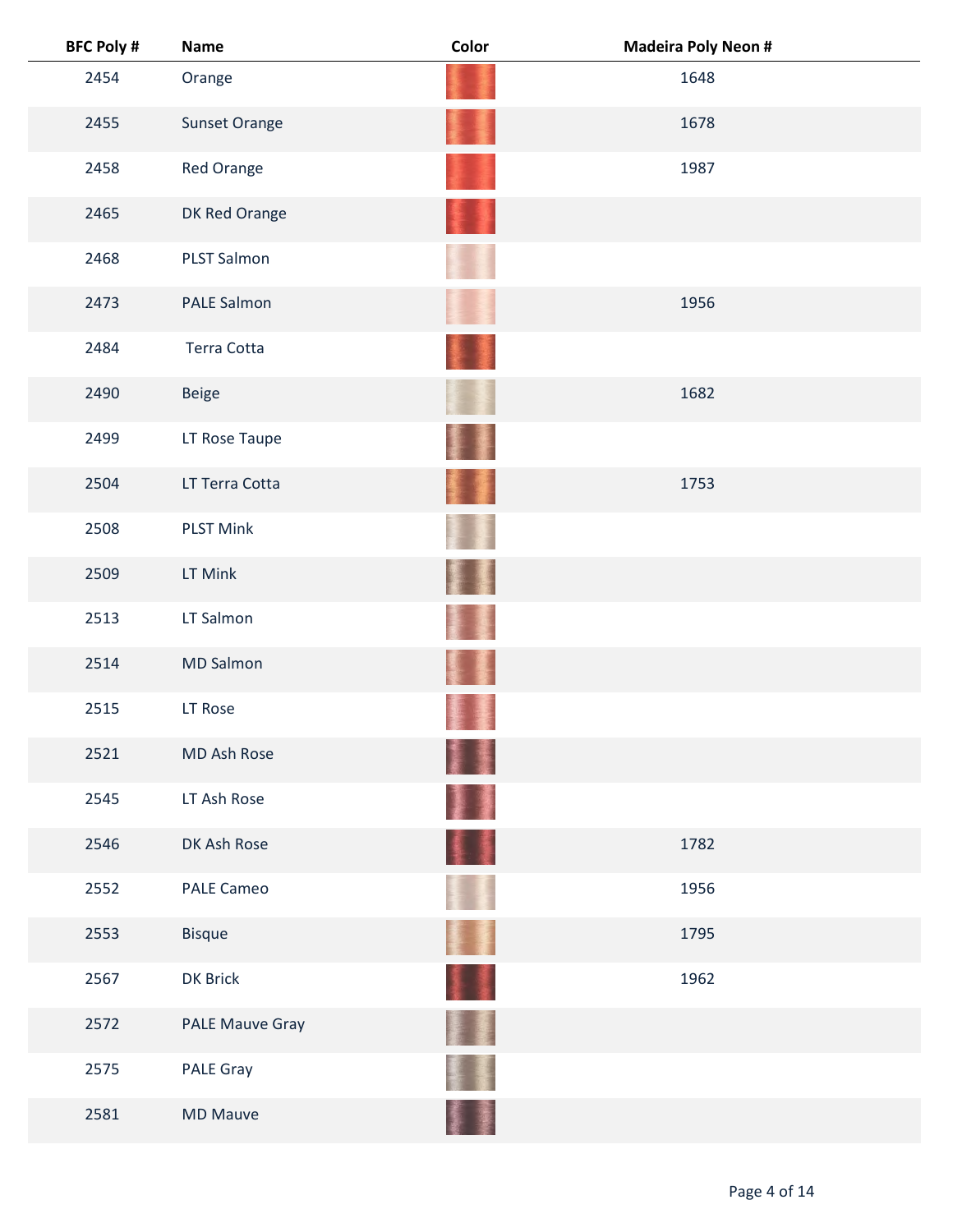| BFC Poly # | Name | Color | Madeira Poly Neon # |
|---|---|---|---|
| 2454 | Orange | | 1648 |
| 2455 | Sunset Orange | | 1678 |
| 2458 | Red Orange | | 1987 |
| 2465 | DK Red Orange | | |
| 2468 | PLST Salmon | | |
| 2473 | PALE Salmon | | 1956 |
| 2484 | Terra Cotta | | |
| 2490 | Beige | | 1682 |
| 2499 | LT Rose Taupe | | |
| 2504 | LT Terra Cotta | | 1753 |
| 2508 | PLST Mink | | |
| 2509 | LT Mink | | |
| 2513 | LT Salmon | | |
| 2514 | MD Salmon | | |
| 2515 | LT Rose | | |
| 2521 | MD Ash Rose | | |
| 2545 | LT Ash Rose | | |
| 2546 | DK Ash Rose | | 1782 |
| 2552 | PALE Cameo | | 1956 |
| 2553 | Bisque | | 1795 |
| 2567 | DK Brick | | 1962 |
| 2572 | PALE Mauve Gray | | |
| 2575 | PALE Gray | | |
| 2581 | MD Mauve | | |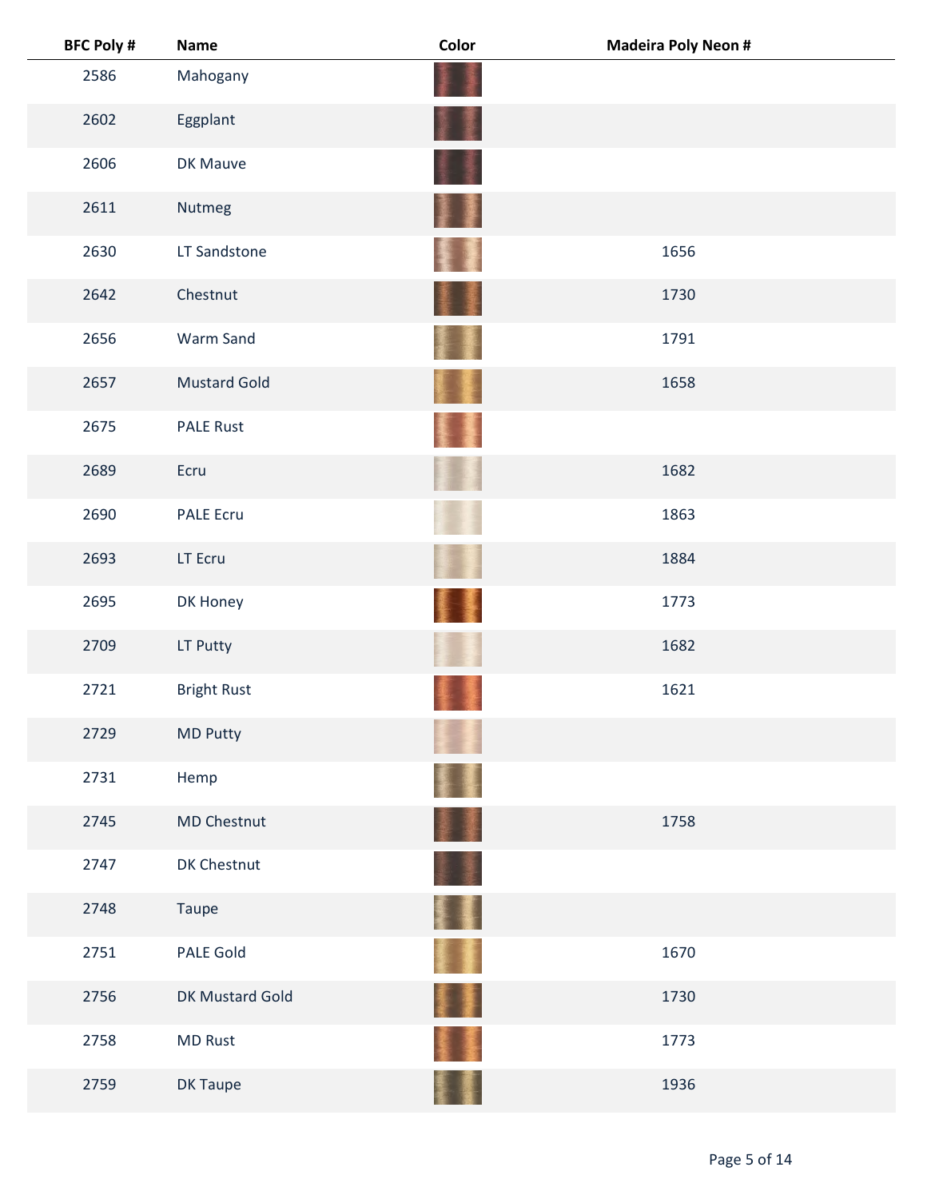| BFC Poly # | Name | Color | Madeira Poly Neon # |
| --- | --- | --- | --- |
| 2586 | Mahogany | | |
| 2602 | Eggplant | | |
| 2606 | DK Mauve | | |
| 2611 | Nutmeg | | |
| 2630 | LT Sandstone | | 1656 |
| 2642 | Chestnut | | 1730 |
| 2656 | Warm Sand | | 1791 |
| 2657 | Mustard Gold | | 1658 |
| 2675 | PALE Rust | | |
| 2689 | Ecru | | 1682 |
| 2690 | PALE Ecru | | 1863 |
| 2693 | LT Ecru | | 1884 |
| 2695 | DK Honey | | 1773 |
| 2709 | LT Putty | | 1682 |
| 2721 | Bright Rust | | 1621 |
| 2729 | MD Putty | | |
| 2731 | Hemp | | |
| 2745 | MD Chestnut | | 1758 |
| 2747 | DK Chestnut | | |
| 2748 | Taupe | | |
| 2751 | PALE Gold | | 1670 |
| 2756 | DK Mustard Gold | | 1730 |
| 2758 | MD Rust | | 1773 |
| 2759 | DK Taupe | | 1936 |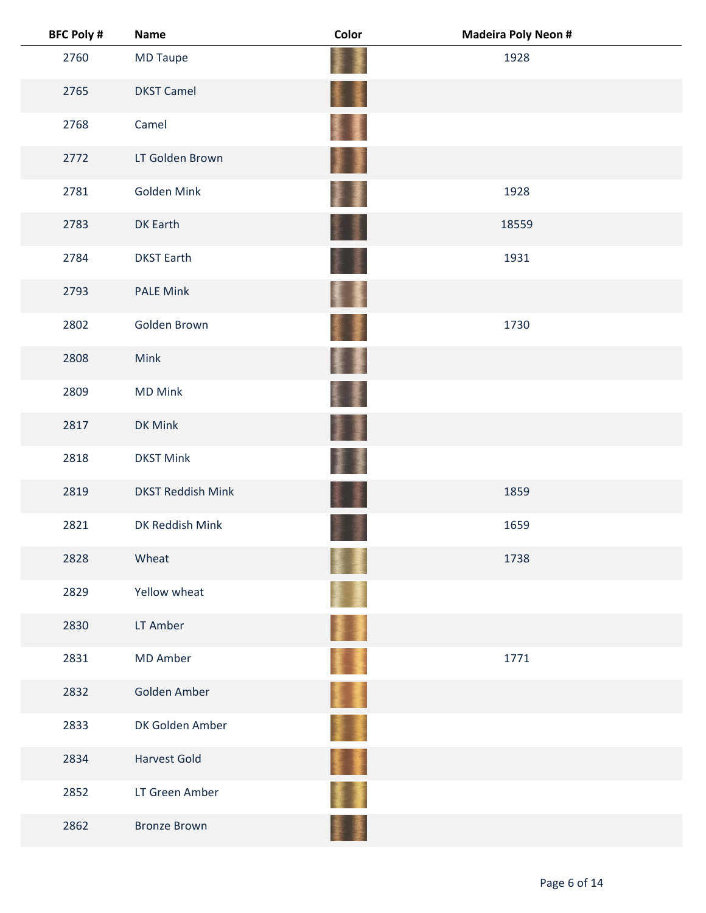| BFC Poly # | Name | Color | Madeira Poly Neon # |
| --- | --- | --- | --- |
| 2760 | MD Taupe | | 1928 |
| 2765 | DKST Camel | | |
| 2768 | Camel | | |
| 2772 | LT Golden Brown | | |
| 2781 | Golden Mink | | 1928 |
| 2783 | DK Earth | | 18559 |
| 2784 | DKST Earth | | 1931 |
| 2793 | PALE Mink | | |
| 2802 | Golden Brown | | 1730 |
| 2808 | Mink | | |
| 2809 | MD Mink | | |
| 2817 | DK Mink | | |
| 2818 | DKST Mink | | |
| 2819 | DKST Reddish Mink | | 1859 |
| 2821 | DK Reddish Mink | | 1659 |
| 2828 | Wheat | | 1738 |
| 2829 | Yellow wheat | | |
| 2830 | LT Amber | | |
| 2831 | MD Amber | | 1771 |
| 2832 | Golden Amber | | |
| 2833 | DK Golden Amber | | |
| 2834 | Harvest Gold | | |
| 2852 | LT Green Amber | | |
| 2862 | Bronze Brown | | |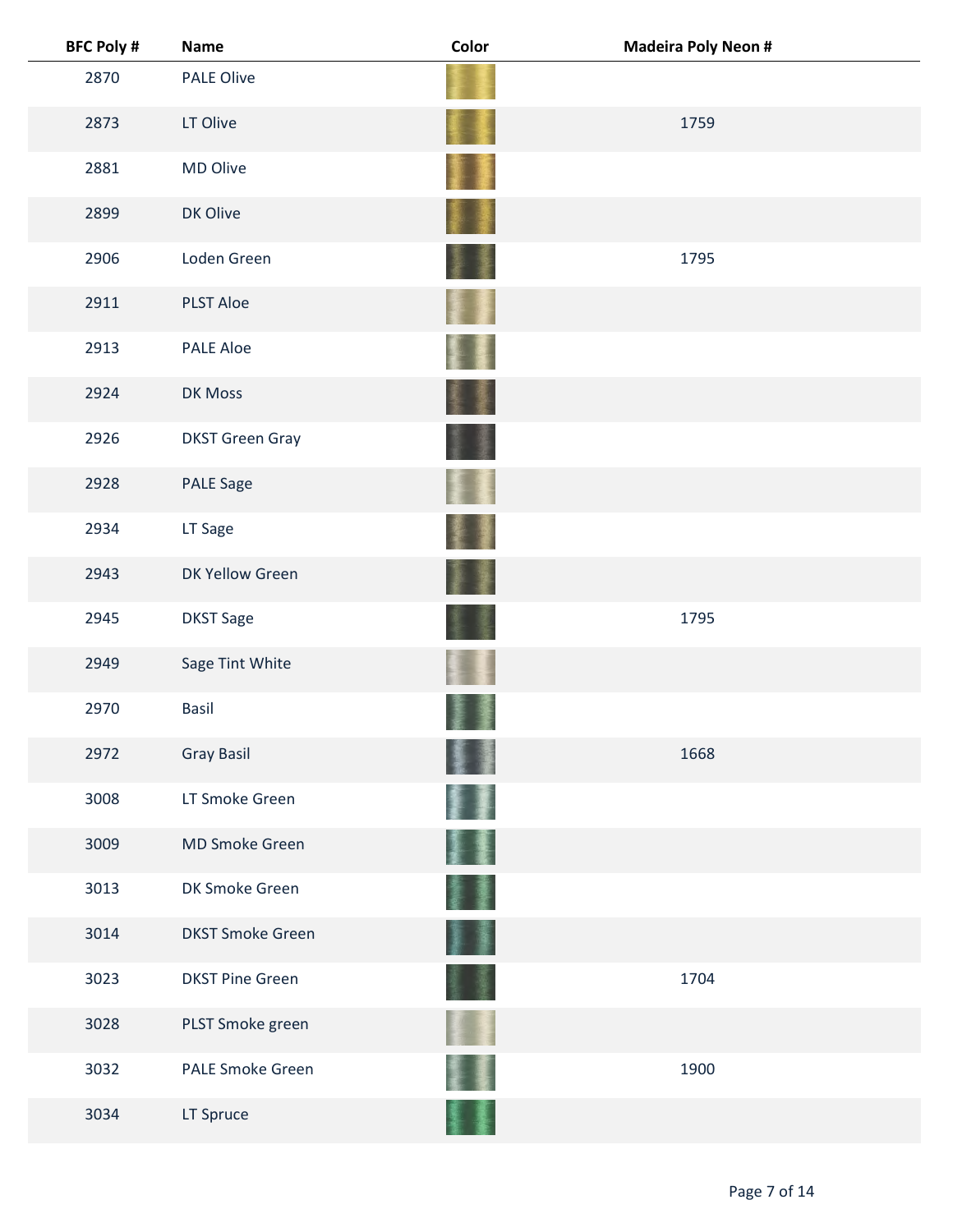| BFC Poly # | Name | Color | Madeira Poly Neon # |
|---|---|---|---|
| 2870 | PALE Olive | | |
| 2873 | LT Olive | | 1759 |
| 2881 | MD Olive | | |
| 2899 | DK Olive | | |
| 2906 | Loden Green | | 1795 |
| 2911 | PLST Aloe | | |
| 2913 | PALE Aloe | | |
| 2924 | DK Moss | | |
| 2926 | DKST Green Gray | | |
| 2928 | PALE Sage | | |
| 2934 | LT Sage | | |
| 2943 | DK Yellow Green | | |
| 2945 | DKST Sage | | 1795 |
| 2949 | Sage Tint White | | |
| 2970 | Basil | | |
| 2972 | Gray Basil | | 1668 |
| 3008 | LT Smoke Green | | |
| 3009 | MD Smoke Green | | |
| 3013 | DK Smoke Green | | |
| 3014 | DKST Smoke Green | | |
| 3023 | DKST Pine Green | | 1704 |
| 3028 | PLST Smoke green | | |
| 3032 | PALE Smoke Green | | 1900 |
| 3034 | LT Spruce | | |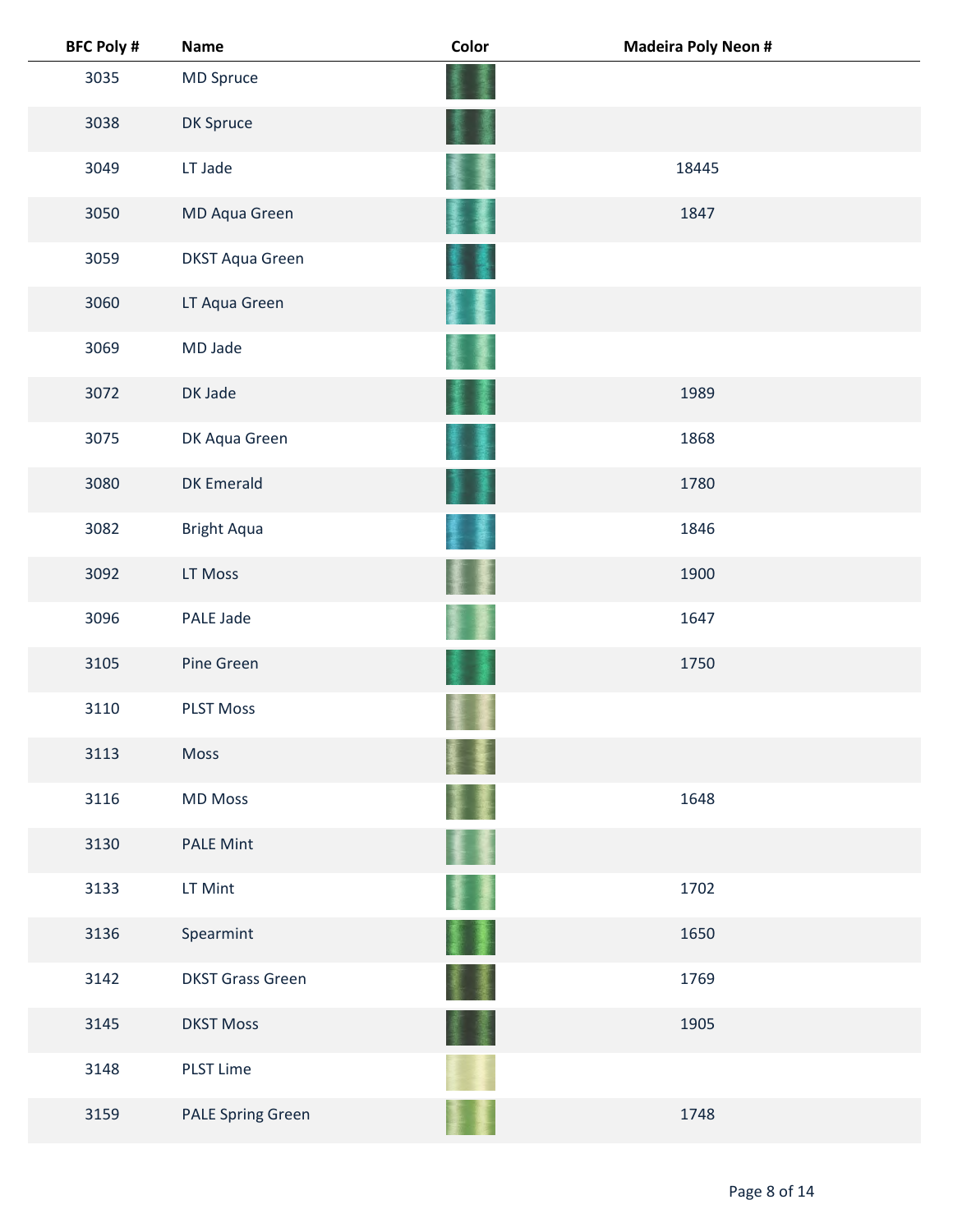| BFC Poly # | Name | Color | Madeira Poly Neon # |
|---|---|---|---|
| 3035 | MD Spruce | | |
| 3038 | DK Spruce | | |
| 3049 | LT Jade | | 18445 |
| 3050 | MD Aqua Green | | 1847 |
| 3059 | DKST Aqua Green | | |
| 3060 | LT Aqua Green | | |
| 3069 | MD Jade | | |
| 3072 | DK Jade | | 1989 |
| 3075 | DK Aqua Green | | 1868 |
| 3080 | DK Emerald | | 1780 |
| 3082 | Bright Aqua | | 1846 |
| 3092 | LT Moss | | 1900 |
| 3096 | PALE Jade | | 1647 |
| 3105 | Pine Green | | 1750 |
| 3110 | PLST Moss | | |
| 3113 | Moss | | |
| 3116 | MD Moss | | 1648 |
| 3130 | PALE Mint | | |
| 3133 | LT Mint | | 1702 |
| 3136 | Spearmint | | 1650 |
| 3142 | DKST Grass Green | | 1769 |
| 3145 | DKST Moss | | 1905 |
| 3148 | PLST Lime | | |
| 3159 | PALE Spring Green | | 1748 |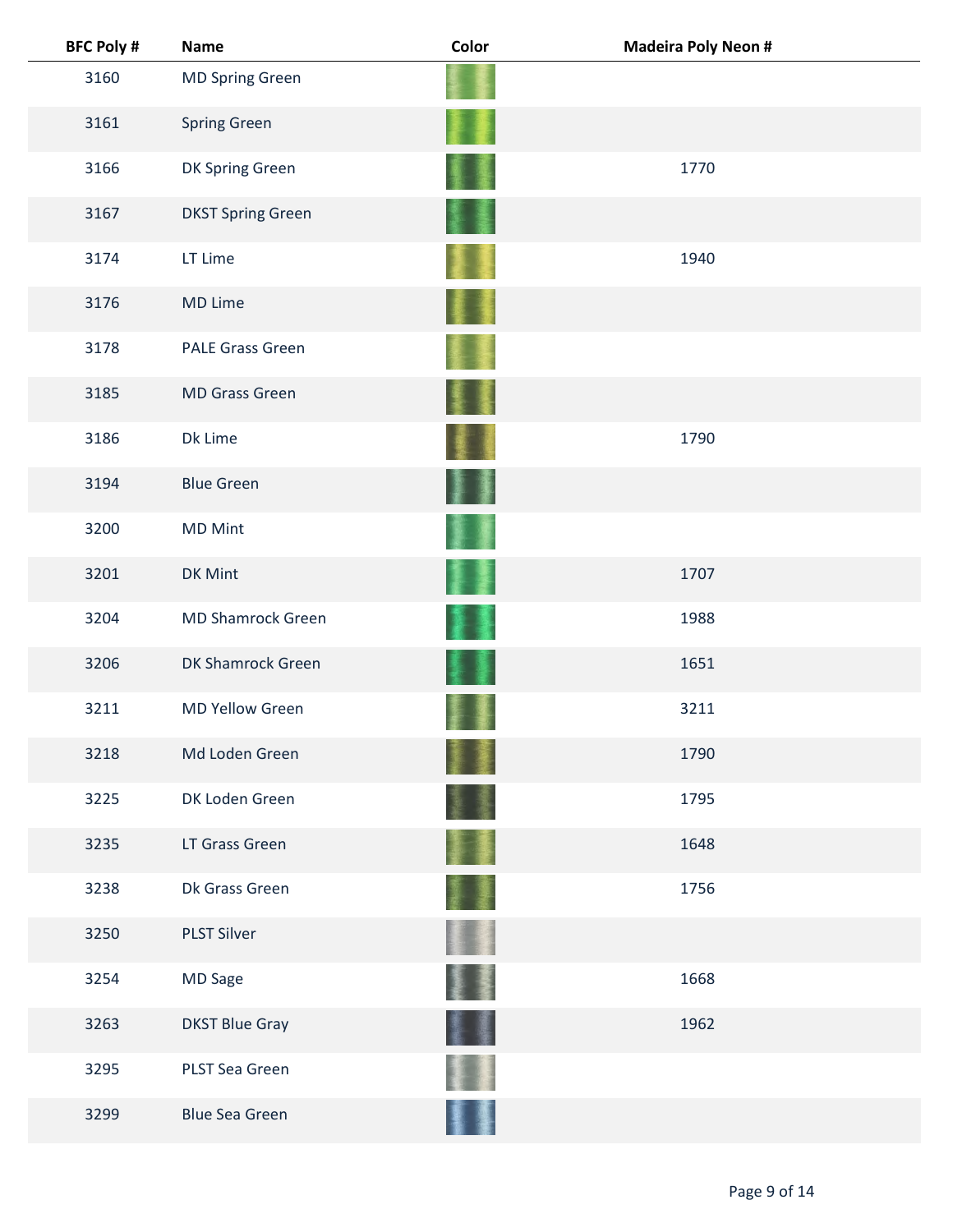| BFC Poly # | Name | Color | Madeira Poly Neon # |
|---|---|---|---|
| 3160 | MD Spring Green | | |
| 3161 | Spring Green | | |
| 3166 | DK Spring Green | | 1770 |
| 3167 | DKST Spring Green | | |
| 3174 | LT Lime | | 1940 |
| 3176 | MD Lime | | |
| 3178 | PALE Grass Green | | |
| 3185 | MD Grass Green | | |
| 3186 | Dk Lime | | 1790 |
| 3194 | Blue Green | | |
| 3200 | MD Mint | | |
| 3201 | DK Mint | | 1707 |
| 3204 | MD Shamrock Green | | 1988 |
| 3206 | DK Shamrock Green | | 1651 |
| 3211 | MD Yellow Green | | 3211 |
| 3218 | Md Loden Green | | 1790 |
| 3225 | DK Loden Green | | 1795 |
| 3235 | LT Grass Green | | 1648 |
| 3238 | Dk Grass Green | | 1756 |
| 3250 | PLST Silver | | |
| 3254 | MD Sage | | 1668 |
| 3263 | DKST Blue Gray | | 1962 |
| 3295 | PLST Sea Green | | |
| 3299 | Blue Sea Green | | |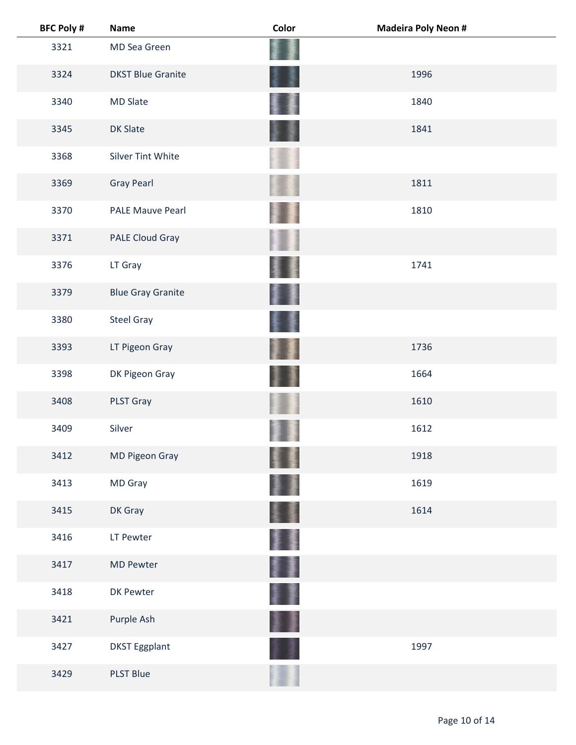| BFC Poly # | Name | Color | Madeira Poly Neon # |
| --- | --- | --- | --- |
| 3321 | MD Sea Green | | |
| 3324 | DKST Blue Granite | | 1996 |
| 3340 | MD Slate | | 1840 |
| 3345 | DK Slate | | 1841 |
| 3368 | Silver Tint White | | |
| 3369 | Gray Pearl | | 1811 |
| 3370 | PALE Mauve Pearl | | 1810 |
| 3371 | PALE Cloud Gray | | |
| 3376 | LT Gray | | 1741 |
| 3379 | Blue Gray Granite | | |
| 3380 | Steel Gray | | |
| 3393 | LT Pigeon Gray | | 1736 |
| 3398 | DK Pigeon Gray | | 1664 |
| 3408 | PLST Gray | | 1610 |
| 3409 | Silver | | 1612 |
| 3412 | MD Pigeon Gray | | 1918 |
| 3413 | MD Gray | | 1619 |
| 3415 | DK Gray | | 1614 |
| 3416 | LT Pewter | | |
| 3417 | MD Pewter | | |
| 3418 | DK Pewter | | |
| 3421 | Purple Ash | | |
| 3427 | DKST Eggplant | | 1997 |
| 3429 | PLST Blue | | |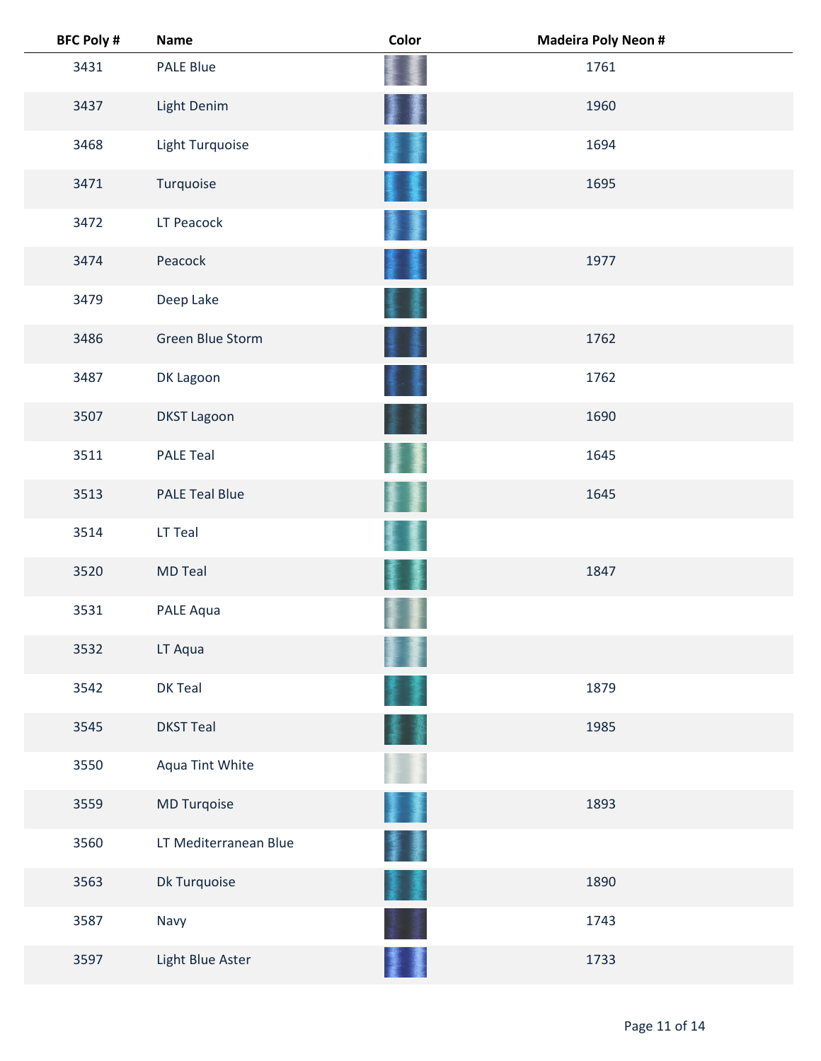| BFC Poly # | Name | Color | Madeira Poly Neon # |
|---|---|---|---|
| 3431 | PALE Blue | | 1761 |
| 3437 | Light Denim | | 1960 |
| 3468 | Light Turquoise | | 1694 |
| 3471 | Turquoise | | 1695 |
| 3472 | LT Peacock | | |
| 3474 | Peacock | | 1977 |
| 3479 | Deep Lake | | |
| 3486 | Green Blue Storm | | 1762 |
| 3487 | DK Lagoon | | 1762 |
| 3507 | DKST Lagoon | | 1690 |
| 3511 | PALE Teal | | 1645 |
| 3513 | PALE Teal Blue | | 1645 |
| 3514 | LT Teal | | |
| 3520 | MD Teal | | 1847 |
| 3531 | PALE Aqua | | |
| 3532 | LT Aqua | | |
| 3542 | DK Teal | | 1879 |
| 3545 | DKST Teal | | 1985 |
| 3550 | Aqua Tint White | | |
| 3559 | MD Turqoise | | 1893 |
| 3560 | LT Mediterranean Blue | | |
| 3563 | Dk Turquoise | | 1890 |
| 3587 | Navy | | 1743 |
| 3597 | Light Blue Aster | | 1733 |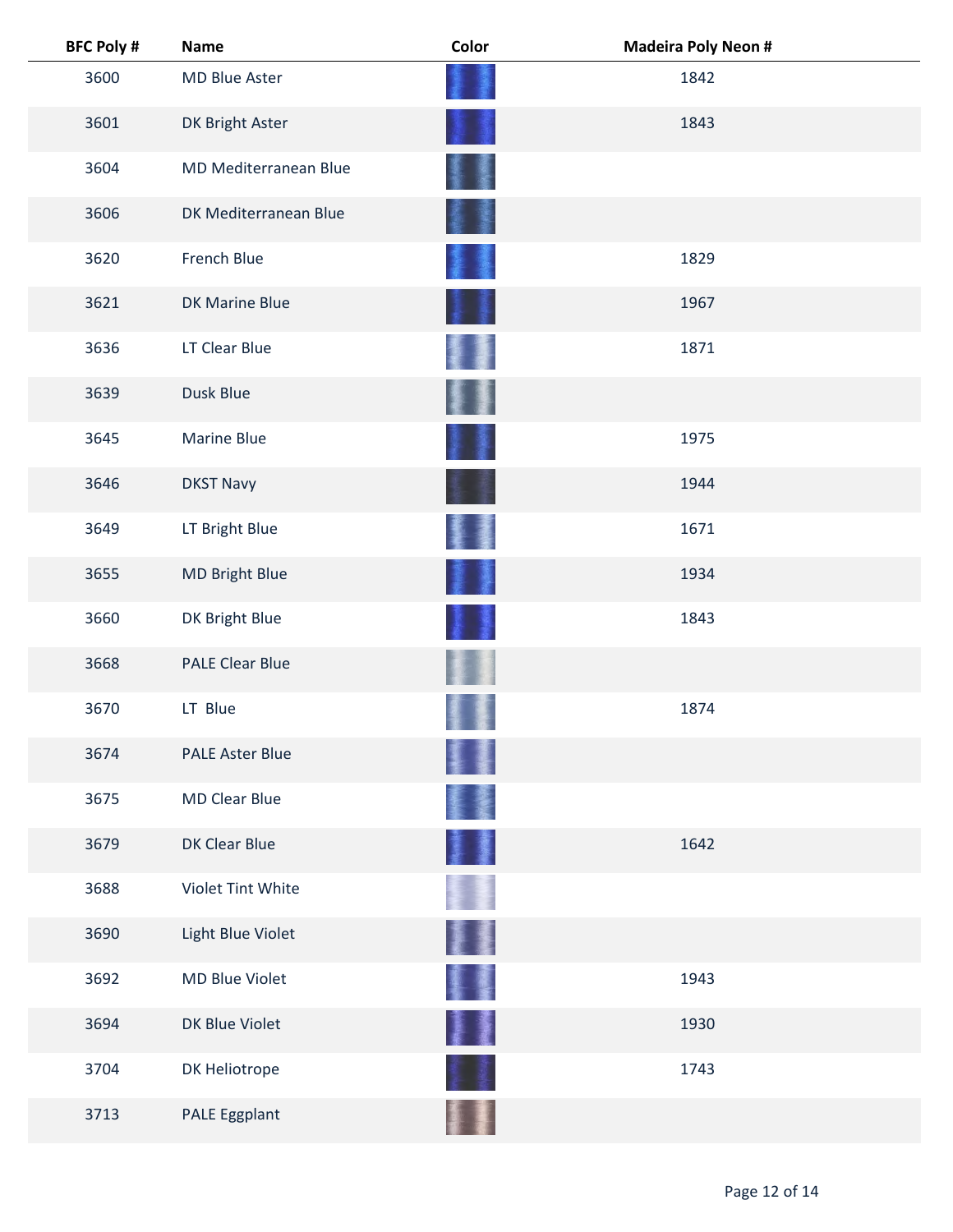| BFC Poly # | Name | Color | Madeira Poly Neon # |
|---|---|---|---|
| 3600 | MD Blue Aster | | 1842 |
| 3601 | DK Bright Aster | | 1843 |
| 3604 | MD Mediterranean Blue | | |
| 3606 | DK Mediterranean Blue | | |
| 3620 | French Blue | | 1829 |
| 3621 | DK Marine Blue | | 1967 |
| 3636 | LT Clear Blue | | 1871 |
| 3639 | Dusk Blue | | |
| 3645 | Marine Blue | | 1975 |
| 3646 | DKST Navy | | 1944 |
| 3649 | LT Bright Blue | | 1671 |
| 3655 | MD Bright Blue | | 1934 |
| 3660 | DK Bright Blue | | 1843 |
| 3668 | PALE Clear Blue | | |
| 3670 | LT Blue | | 1874 |
| 3674 | PALE Aster Blue | | |
| 3675 | MD Clear Blue | | |
| 3679 | DK Clear Blue | | 1642 |
| 3688 | Violet Tint White | | |
| 3690 | Light Blue Violet | | |
| 3692 | MD Blue Violet | | 1943 |
| 3694 | DK Blue Violet | | 1930 |
| 3704 | DK Heliotrope | | 1743 |
| 3713 | PALE Eggplant | | |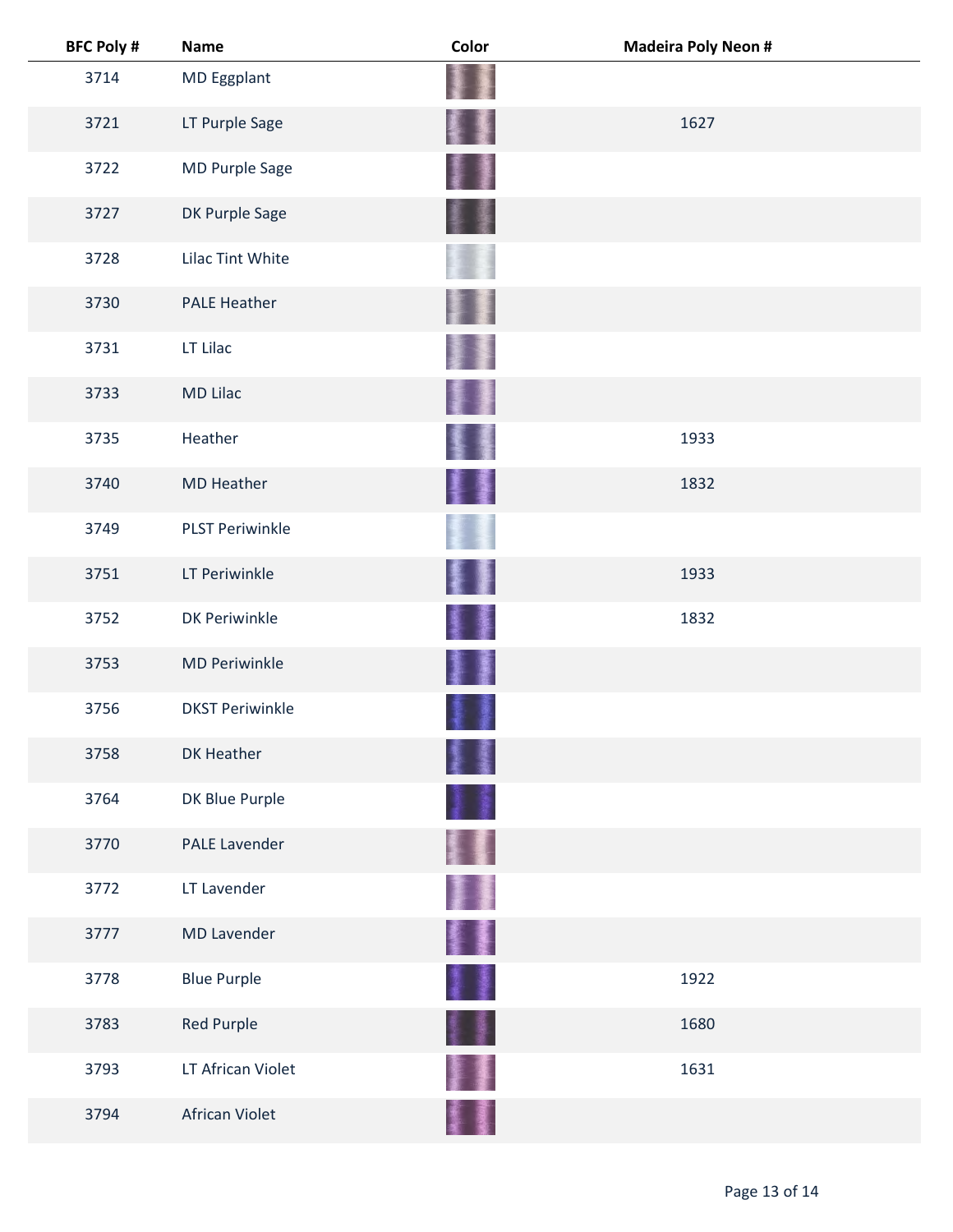| BFC Poly # | Name | Color | Madeira Poly Neon # |
|---|---|---|---|
| 3714 | MD Eggplant | | |
| 3721 | LT Purple Sage | | 1627 |
| 3722 | MD Purple Sage | | |
| 3727 | DK Purple Sage | | |
| 3728 | Lilac Tint White | | |
| 3730 | PALE Heather | | |
| 3731 | LT Lilac | | |
| 3733 | MD Lilac | | |
| 3735 | Heather | | 1933 |
| 3740 | MD Heather | | 1832 |
| 3749 | PLST Periwinkle | | |
| 3751 | LT Periwinkle | | 1933 |
| 3752 | DK Periwinkle | | 1832 |
| 3753 | MD Periwinkle | | |
| 3756 | DKST Periwinkle | | |
| 3758 | DK Heather | | |
| 3764 | DK Blue Purple | | |
| 3770 | PALE Lavender | | |
| 3772 | LT Lavender | | |
| 3777 | MD Lavender | | |
| 3778 | Blue Purple | | 1922 |
| 3783 | Red Purple | | 1680 |
| 3793 | LT African Violet | | 1631 |
| 3794 | African Violet | | |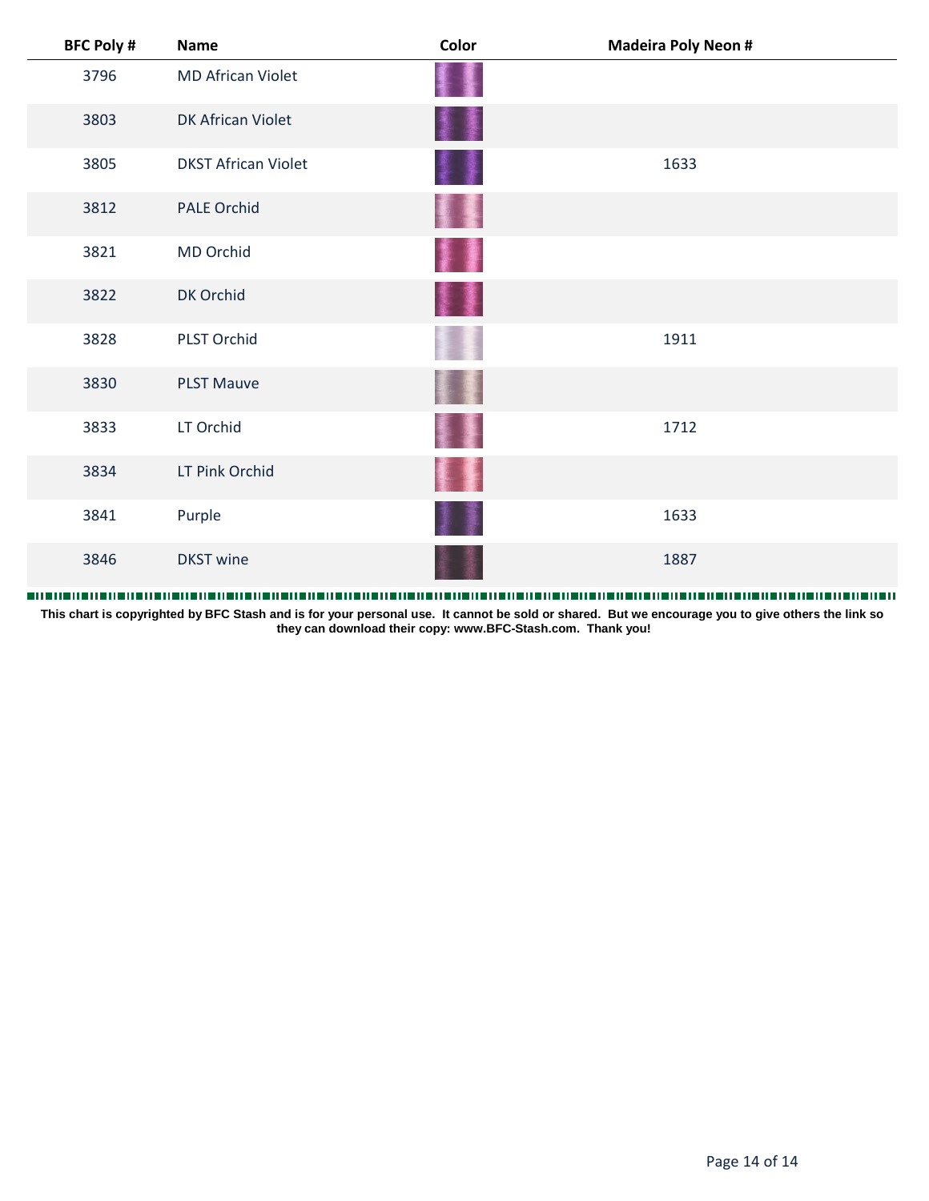| BFC Poly # | Name | Color | Madeira Poly Neon # |
|---|---|---|---|
| 3796 | MD African Violet | | |
| 3803 | DK African Violet | | |
| 3805 | DKST African Violet | | 1633 |
| 3812 | PALE Orchid | | |
| 3821 | MD Orchid | | |
| 3822 | DK Orchid | | |
| 3828 | PLST Orchid | | 1911 |
| 3830 | PLST Mauve | | |
| 3833 | LT Orchid | | 1712 |
| 3834 | LT Pink Orchid | | |
| 3841 | Purple | | 1633 |
| 3846 | DKST wine | | 1887 |

**This chart is copyrighted by BFC Stash and is for your personal use. It cannot be sold or shared. But we encourage you to give others the link so they can download their copy: www.BFC-Stash.com. Thank you!**